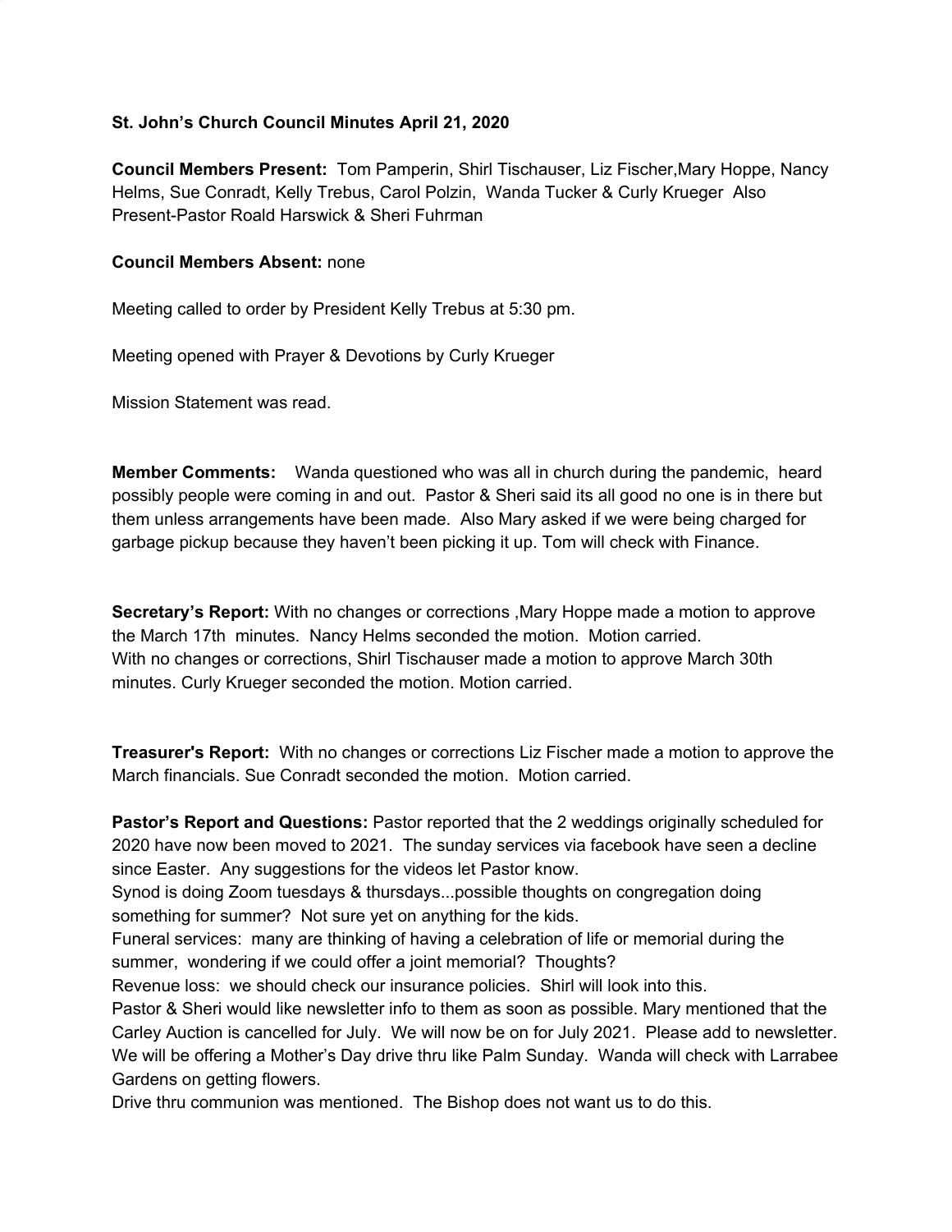**St. John's Church Council Minutes April 21, 2020**

**Council Members Present:** Tom Pamperin, Shirl Tischauser, Liz Fischer,Mary Hoppe, Nancy Helms, Sue Conradt, Kelly Trebus, Carol Polzin, Wanda Tucker & Curly Krueger Also Present-Pastor Roald Harswick & Sheri Fuhrman

**Council Members Absent:** none

Meeting called to order by President Kelly Trebus at 5:30 pm.

Meeting opened with Prayer & Devotions by Curly Krueger

Mission Statement was read.

**Member Comments:** Wanda questioned who was all in church during the pandemic, heard possibly people were coming in and out. Pastor & Sheri said its all good no one is in there but them unless arrangements have been made. Also Mary asked if we were being charged for garbage pickup because they haven't been picking it up. Tom will check with Finance.

**Secretary's Report:** With no changes or corrections ,Mary Hoppe made a motion to approve the March 17th minutes. Nancy Helms seconded the motion. Motion carried.
With no changes or corrections, Shirl Tischauser made a motion to approve March 30th minutes. Curly Krueger seconded the motion. Motion carried.

**Treasurer's Report:** With no changes or corrections Liz Fischer made a motion to approve the March financials. Sue Conradt seconded the motion. Motion carried.

**Pastor's Report and Questions:** Pastor reported that the 2 weddings originally scheduled for 2020 have now been moved to 2021. The sunday services via facebook have seen a decline since Easter. Any suggestions for the videos let Pastor know.
Synod is doing Zoom tuesdays & thursdays...possible thoughts on congregation doing something for summer? Not sure yet on anything for the kids.
Funeral services: many are thinking of having a celebration of life or memorial during the summer, wondering if we could offer a joint memorial? Thoughts?
Revenue loss: we should check our insurance policies. Shirl will look into this.
Pastor & Sheri would like newsletter info to them as soon as possible. Mary mentioned that the Carley Auction is cancelled for July. We will now be on for July 2021. Please add to newsletter.
We will be offering a Mother's Day drive thru like Palm Sunday. Wanda will check with Larrabee Gardens on getting flowers.
Drive thru communion was mentioned. The Bishop does not want us to do this.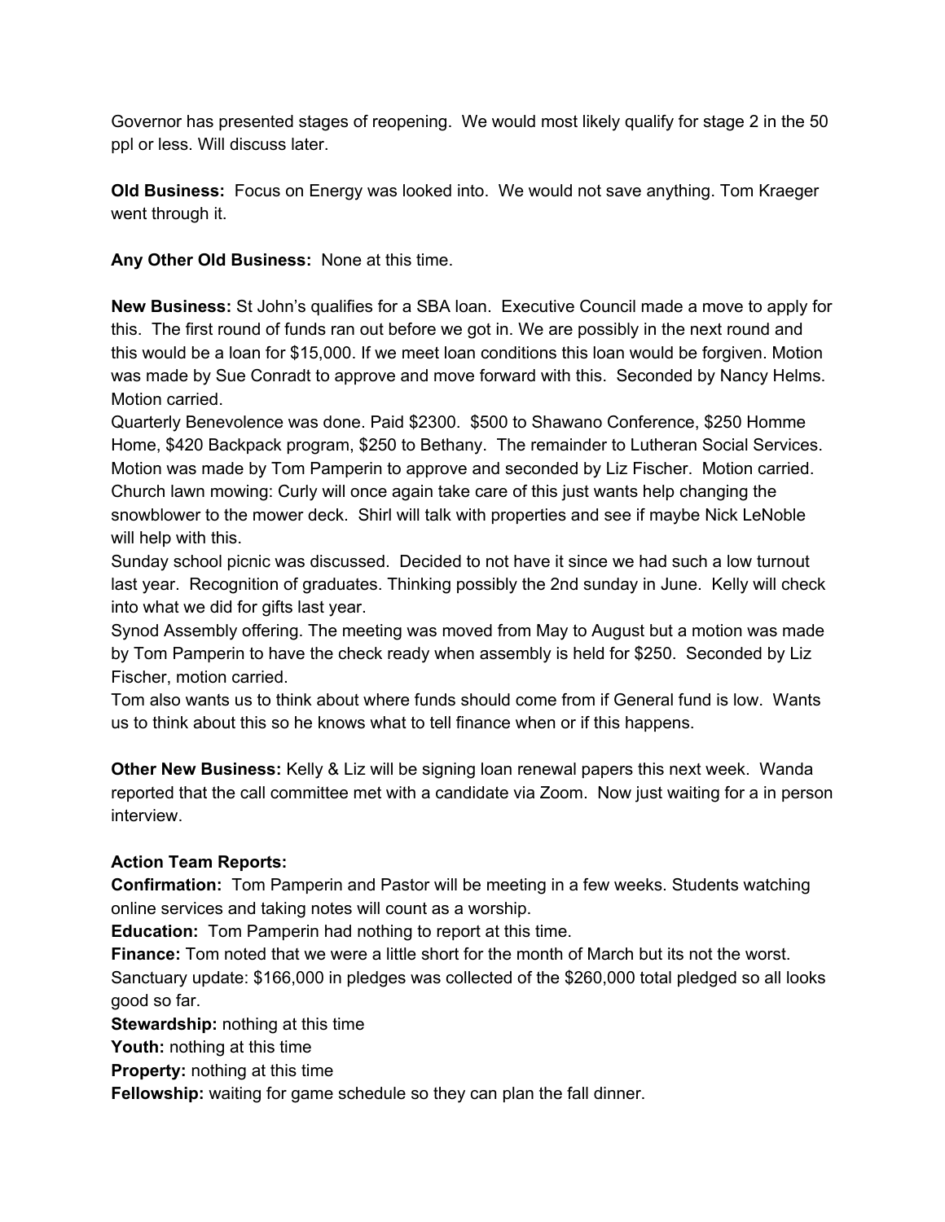Governor has presented stages of reopening. We would most likely qualify for stage 2 in the 50 ppl or less. Will discuss later.

**Old Business:** Focus on Energy was looked into. We would not save anything. Tom Kraeger went through it.

**Any Other Old Business:** None at this time.

**New Business:** St John's qualifies for a SBA loan. Executive Council made a move to apply for this. The first round of funds ran out before we got in. We are possibly in the next round and this would be a loan for $15,000. If we meet loan conditions this loan would be forgiven. Motion was made by Sue Conradt to approve and move forward with this. Seconded by Nancy Helms. Motion carried.
Quarterly Benevolence was done. Paid $2300. $500 to Shawano Conference, $250 Homme Home, $420 Backpack program, $250 to Bethany. The remainder to Lutheran Social Services. Motion was made by Tom Pamperin to approve and seconded by Liz Fischer. Motion carried.
Church lawn mowing: Curly will once again take care of this just wants help changing the snowblower to the mower deck. Shirl will talk with properties and see if maybe Nick LeNoble will help with this.
Sunday school picnic was discussed. Decided to not have it since we had such a low turnout last year. Recognition of graduates. Thinking possibly the 2nd sunday in June. Kelly will check into what we did for gifts last year.
Synod Assembly offering. The meeting was moved from May to August but a motion was made by Tom Pamperin to have the check ready when assembly is held for $250. Seconded by Liz Fischer, motion carried.
Tom also wants us to think about where funds should come from if General fund is low. Wants us to think about this so he knows what to tell finance when or if this happens.

**Other New Business:** Kelly & Liz will be signing loan renewal papers this next week. Wanda reported that the call committee met with a candidate via Zoom. Now just waiting for a in person interview.

**Action Team Reports:**
**Confirmation:** Tom Pamperin and Pastor will be meeting in a few weeks. Students watching online services and taking notes will count as a worship.
**Education:** Tom Pamperin had nothing to report at this time.
**Finance:** Tom noted that we were a little short for the month of March but its not the worst. Sanctuary update: $166,000 in pledges was collected of the $260,000 total pledged so all looks good so far.
**Stewardship:** nothing at this time
**Youth:** nothing at this time
**Property:** nothing at this time
**Fellowship:** waiting for game schedule so they can plan the fall dinner.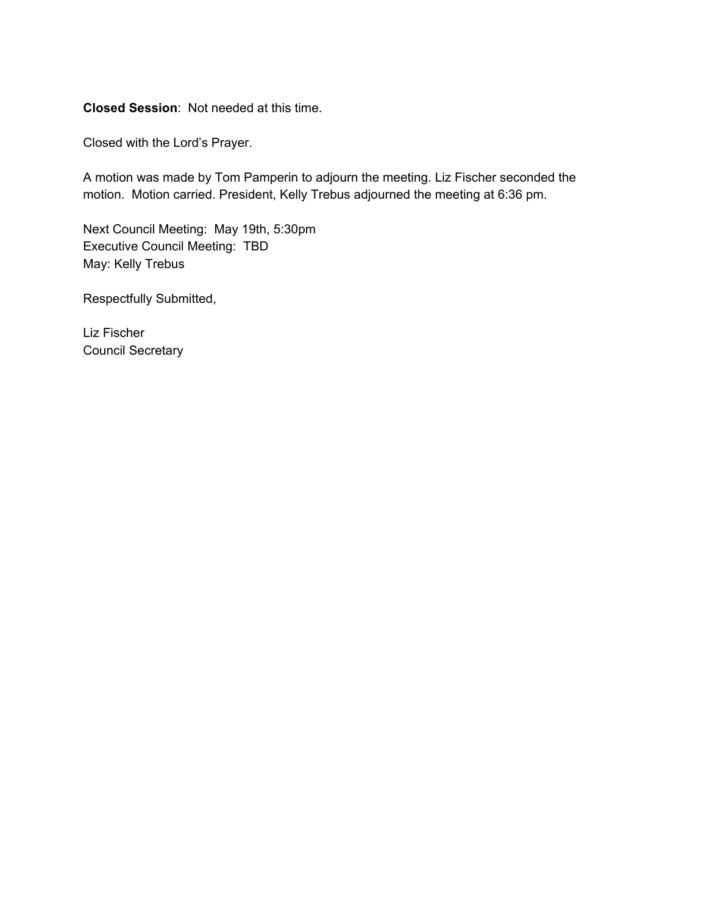**Closed Session**: Not needed at this time.

Closed with the Lord's Prayer.

A motion was made by Tom Pamperin to adjourn the meeting. Liz Fischer seconded the motion. Motion carried. President, Kelly Trebus adjourned the meeting at 6:36 pm.

Next Council Meeting: May 19th, 5:30pm
Executive Council Meeting: TBD
May: Kelly Trebus

Respectfully Submitted,

Liz Fischer
Council Secretary